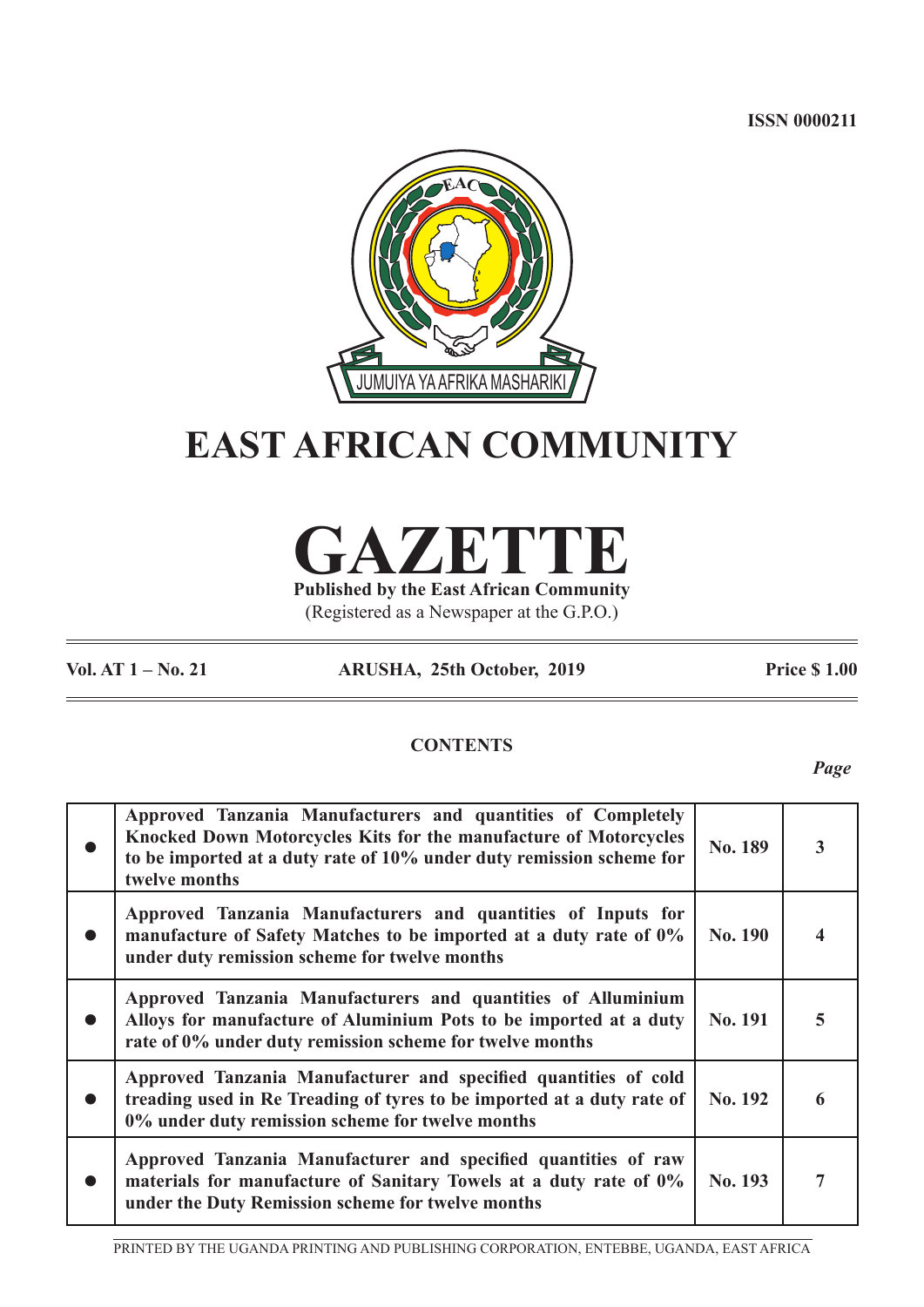ISSN 0000211

JUMUIYA YA AFRIKA MASHARIKI

# EAST AFRICAN COMMUNITY

# GAZETTE

**Published by the East African Community**

(Registered as a Newspaper at the G.P.O.)

**Vol. AT 1 – No. 21** **ARUSHA, 25th October, 2019** **Price $ 1.00**

## CONTENTS

| | | | *Page* |
|---|---|---|---|
| ● | **Approved Tanzania Manufacturers and quantities of Completely Knocked Down Motorcycles Kits for the manufacture of Motorcycles to be imported at a duty rate of 10% under duty remission scheme for twelve months** | **No. 189** | **3** |
| ● | **Approved Tanzania Manufacturers and quantities of Inputs for manufacture of Safety Matches to be imported at a duty rate of 0% under duty remission scheme for twelve months** | **No. 190** | **4** |
| ● | **Approved Tanzania Manufacturers and quantities of Alluminium Alloys for manufacture of Aluminium Pots to be imported at a duty rate of 0% under duty remission scheme for twelve months** | **No. 191** | **5** |
| ● | **Approved Tanzania Manufacturer and specified quantities of cold treading used in Re Treading of tyres to be imported at a duty rate of 0% under duty remission scheme for twelve months** | **No. 192** | **6** |
| ● | **Approved Tanzania Manufacturer and specified quantities of raw materials for manufacture of Sanitary Towels at a duty rate of 0% under the Duty Remission scheme for twelve months** | **No. 193** | **7** |

PRINTED BY THE UGANDA PRINTING AND PUBLISHING CORPORATION, ENTEBBE, UGANDA, EAST AFRICA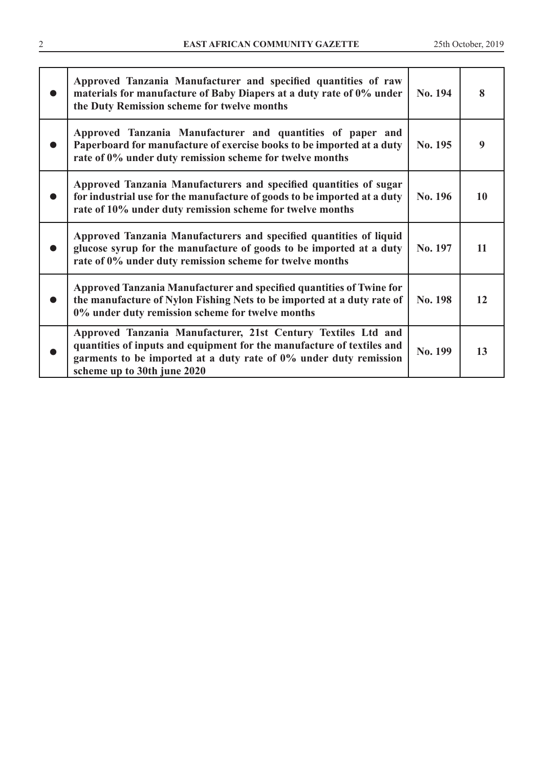| | | | |
|---|---|---|---|
| ● | **Approved Tanzania Manufacturer and specified quantities of raw materials for manufacture of Baby Diapers at a duty rate of 0% under the Duty Remission scheme for twelve months** | **No. 194** | **8** |
| ● | **Approved Tanzania Manufacturer and quantities of paper and Paperboard for manufacture of exercise books to be imported at a duty rate of 0% under duty remission scheme for twelve months** | **No. 195** | **9** |
| ● | **Approved Tanzania Manufacturers and specified quantities of sugar for industrial use for the manufacture of goods to be imported at a duty rate of 10% under duty remission scheme for twelve months** | **No. 196** | **10** |
| ● | **Approved Tanzania Manufacturers and specified quantities of liquid glucose syrup for the manufacture of goods to be imported at a duty rate of 0% under duty remission scheme for twelve months** | **No. 197** | **11** |
| ● | **Approved Tanzania Manufacturer and specified quantities of Twine for the manufacture of Nylon Fishing Nets to be imported at a duty rate of 0% under duty remission scheme for twelve months** | **No. 198** | **12** |
| ● | **Approved Tanzania Manufacturer, 21st Century Textiles Ltd and quantities of inputs and equipment for the manufacture of textiles and garments to be imported at a duty rate of 0% under duty remission scheme up to 30th june 2020** | **No. 199** | **13** |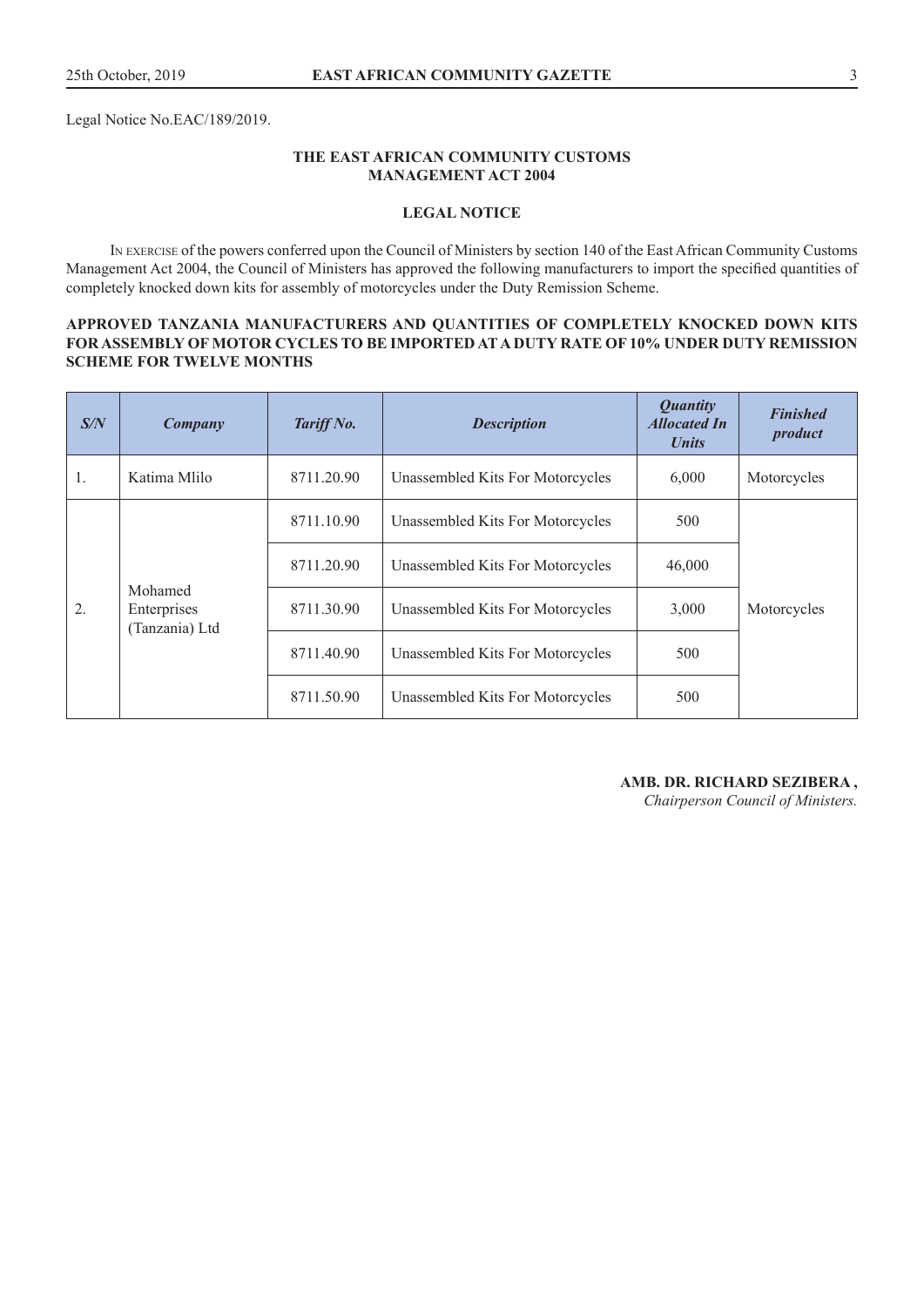Legal Notice No.EAC/189/2019.

**THE EAST AFRICAN COMMUNITY CUSTOMS MANAGEMENT ACT 2004**

**LEGAL NOTICE**

In exercise of the powers conferred upon the Council of Ministers by section 140 of the East African Community Customs Management Act 2004, the Council of Ministers has approved the following manufacturers to import the specified quantities of completely knocked down kits for assembly of motorcycles under the Duty Remission Scheme.

**APPROVED TANZANIA MANUFACTURERS AND QUANTITIES OF COMPLETELY KNOCKED DOWN KITS FOR ASSEMBLY OF MOTOR CYCLES TO BE IMPORTED AT A DUTY RATE OF 10% UNDER DUTY REMISSION SCHEME FOR TWELVE MONTHS**

| *S/N* | *Company* | *Tariff No.* | *Description* | *Quantity Allocated In Units* | *Finished product* |
|---|---|---|---|---|---|
| 1. | Katima Mlilo | 8711.20.90 | Unassembled Kits For Motorcycles | 6,000 | Motorcycles |
| 2. | Mohamed Enterprises (Tanzania) Ltd | 8711.10.90 | Unassembled Kits For Motorcycles | 500 | Motorcycles |
| | | 8711.20.90 | Unassembled Kits For Motorcycles | 46,000 | |
| | | 8711.30.90 | Unassembled Kits For Motorcycles | 3,000 | |
| | | 8711.40.90 | Unassembled Kits For Motorcycles | 500 | |
| | | 8711.50.90 | Unassembled Kits For Motorcycles | 500 | |

**AMB. DR. RICHARD SEZIBERA ,**
*Chairperson Council of Ministers.*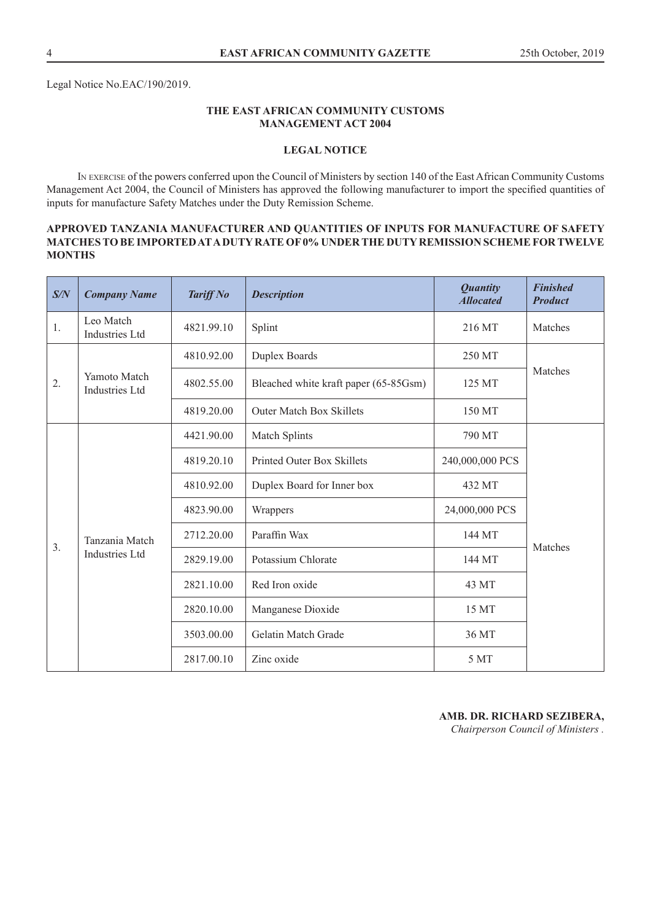Legal Notice No.EAC/190/2019.

**THE EAST AFRICAN COMMUNITY CUSTOMS MANAGEMENT ACT 2004**

**LEGAL NOTICE**

In exercise of the powers conferred upon the Council of Ministers by section 140 of the East African Community Customs Management Act 2004, the Council of Ministers has approved the following manufacturer to import the specified quantities of inputs for manufacture Safety Matches under the Duty Remission Scheme.

**APPROVED TANZANIA MANUFACTURER AND QUANTITIES OF INPUTS FOR MANUFACTURE OF SAFETY MATCHES TO BE IMPORTED AT A DUTY RATE OF 0% UNDER THE DUTY REMISSION SCHEME FOR TWELVE MONTHS**

| *S/N* | *Company Name* | *Tariff No* | *Description* | *Quantity Allocated* | *Finished Product* |
|---|---|---|---|---|---|
| 1. | Leo Match Industries Ltd | 4821.99.10 | Splint | 216 MT | Matches |
| 2. | Yamoto Match Industries Ltd | 4810.92.00 | Duplex Boards | 250 MT | Matches |
| | | 4802.55.00 | Bleached white kraft paper (65-85Gsm) | 125 MT | |
| | | 4819.20.00 | Outer Match Box Skillets | 150 MT | |
| 3. | Tanzania Match Industries Ltd | 4421.90.00 | Match Splints | 790 MT | Matches |
| | | 4819.20.10 | Printed Outer Box Skillets | 240,000,000 PCS | |
| | | 4810.92.00 | Duplex Board for Inner box | 432 MT | |
| | | 4823.90.00 | Wrappers | 24,000,000 PCS | |
| | | 2712.20.00 | Paraffin Wax | 144 MT | |
| | | 2829.19.00 | Potassium Chlorate | 144 MT | |
| | | 2821.10.00 | Red Iron oxide | 43 MT | |
| | | 2820.10.00 | Manganese Dioxide | 15 MT | |
| | | 3503.00.00 | Gelatin Match Grade | 36 MT | |
| | | 2817.00.10 | Zinc oxide | 5 MT | |

**AMB. DR. RICHARD SEZIBERA,**
*Chairperson Council of Ministers .*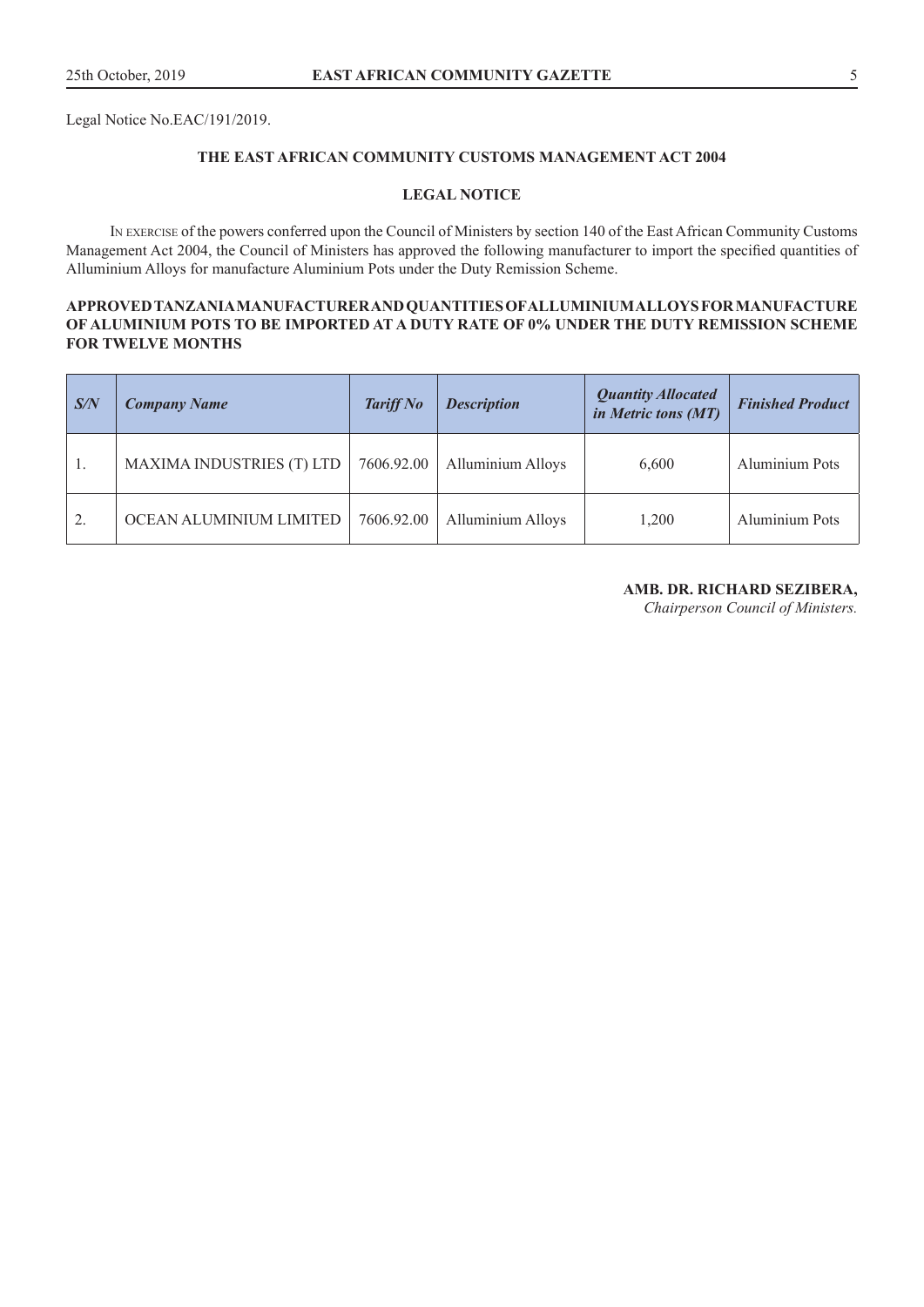Legal Notice No.EAC/191/2019.

## THE EAST AFRICAN COMMUNITY CUSTOMS MANAGEMENT ACT 2004

## LEGAL NOTICE

IN EXERCISE of the powers conferred upon the Council of Ministers by section 140 of the East African Community Customs Management Act 2004, the Council of Ministers has approved the following manufacturer to import the specified quantities of Alluminium Alloys for manufacture Aluminium Pots under the Duty Remission Scheme.

**APPROVED TANZANIA MANUFACTURER AND QUANTITIES OF ALLUMINIUM ALLOYS FOR MANUFACTURE OF ALUMINIUM POTS TO BE IMPORTED AT A DUTY RATE OF 0% UNDER THE DUTY REMISSION SCHEME FOR TWELVE MONTHS**

| *S/N* | *Company Name* | *Tariff No* | *Description* | *Quantity Allocated in Metric tons (MT)* | *Finished Product* |
|---|---|---|---|---|---|
| 1. | MAXIMA INDUSTRIES (T) LTD | 7606.92.00 | Alluminium Alloys | 6,600 | Aluminium Pots |
| 2. | OCEAN ALUMINIUM LIMITED | 7606.92.00 | Alluminium Alloys | 1,200 | Aluminium Pots |

**AMB. DR. RICHARD SEZIBERA,**
*Chairperson Council of Ministers.*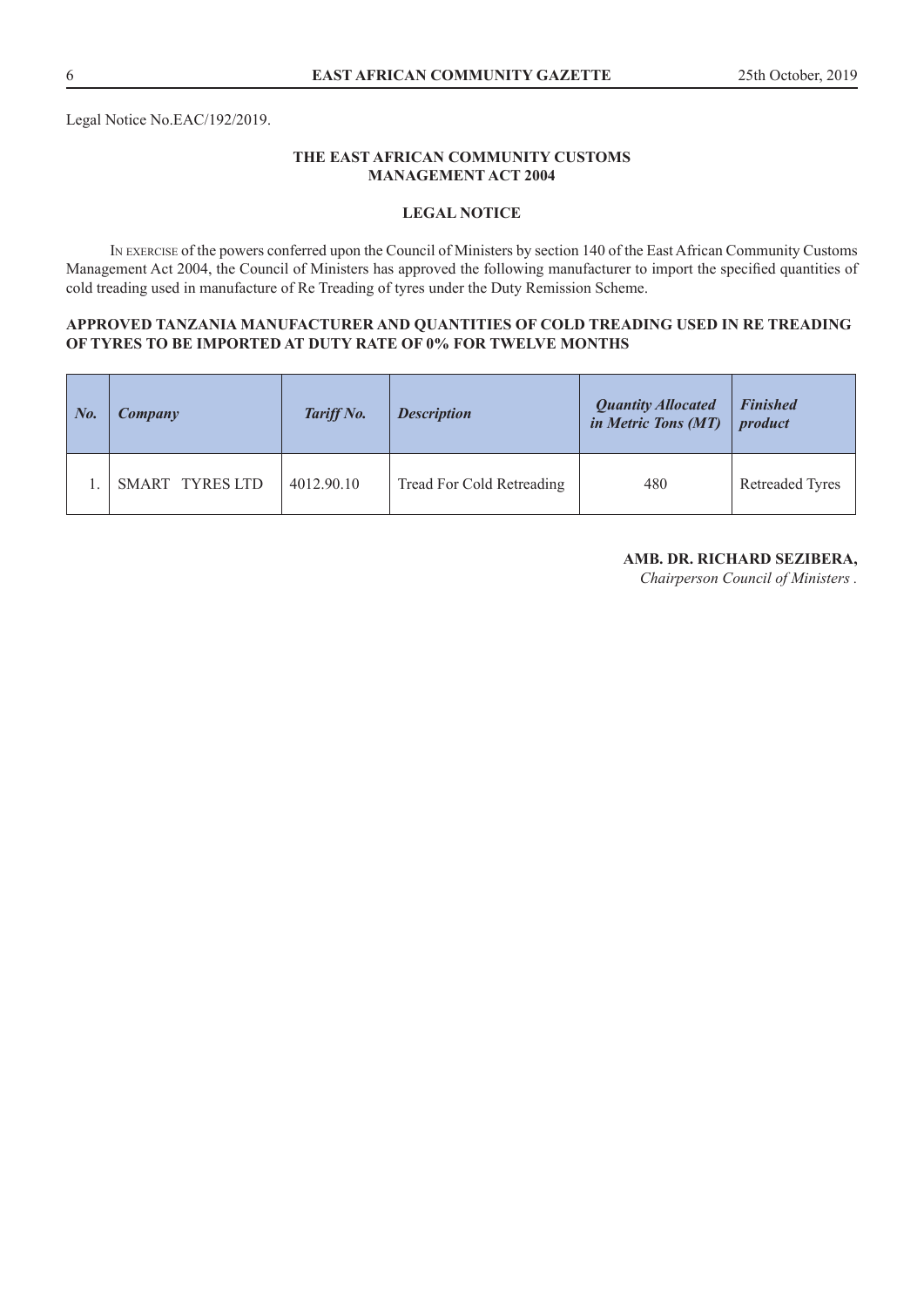Legal Notice No.EAC/192/2019.

**THE EAST AFRICAN COMMUNITY CUSTOMS MANAGEMENT ACT 2004**

**LEGAL NOTICE**

In exercise of the powers conferred upon the Council of Ministers by section 140 of the East African Community Customs Management Act 2004, the Council of Ministers has approved the following manufacturer to import the specified quantities of cold treading used in manufacture of Re Treading of tyres under the Duty Remission Scheme.

**APPROVED TANZANIA MANUFACTURER AND QUANTITIES OF COLD TREADING USED IN RE TREADING OF TYRES TO BE IMPORTED AT DUTY RATE OF 0% FOR TWELVE MONTHS**

| ***No.*** | ***Company*** | ***Tariff No.*** | ***Description*** | ***Quantity Allocated in Metric Tons (MT)*** | ***Finished product*** |
|---|---|---|---|---|---|
| 1. | SMART TYRES LTD | 4012.90.10 | Tread For Cold Retreading | 480 | Retreaded Tyres |

**AMB. DR. RICHARD SEZIBERA,**
*Chairperson Council of Ministers .*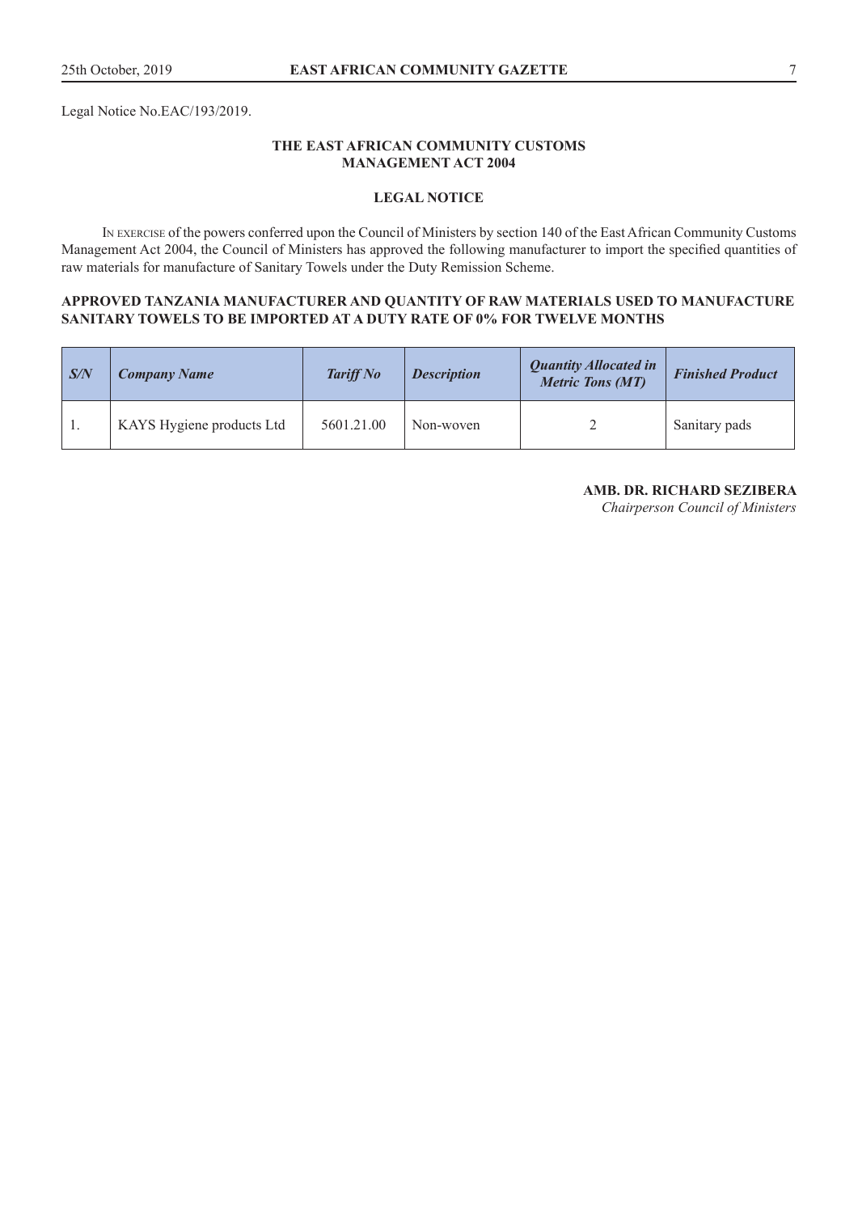Legal Notice No.EAC/193/2019.

**THE EAST AFRICAN COMMUNITY CUSTOMS MANAGEMENT ACT 2004**

**LEGAL NOTICE**

In exercise of the powers conferred upon the Council of Ministers by section 140 of the East African Community Customs Management Act 2004, the Council of Ministers has approved the following manufacturer to import the specified quantities of raw materials for manufacture of Sanitary Towels under the Duty Remission Scheme.

**APPROVED TANZANIA MANUFACTURER AND QUANTITY OF RAW MATERIALS USED TO MANUFACTURE SANITARY TOWELS TO BE IMPORTED AT A DUTY RATE OF 0% FOR TWELVE MONTHS**

| *S/N* | *Company Name* | *Tariff No* | *Description* | *Quantity Allocated in Metric Tons (MT)* | *Finished Product* |
|---|---|---|---|---|---|
| 1. | KAYS Hygiene products Ltd | 5601.21.00 | Non-woven | 2 | Sanitary pads |

**AMB. DR. RICHARD SEZIBERA**
*Chairperson Council of Ministers*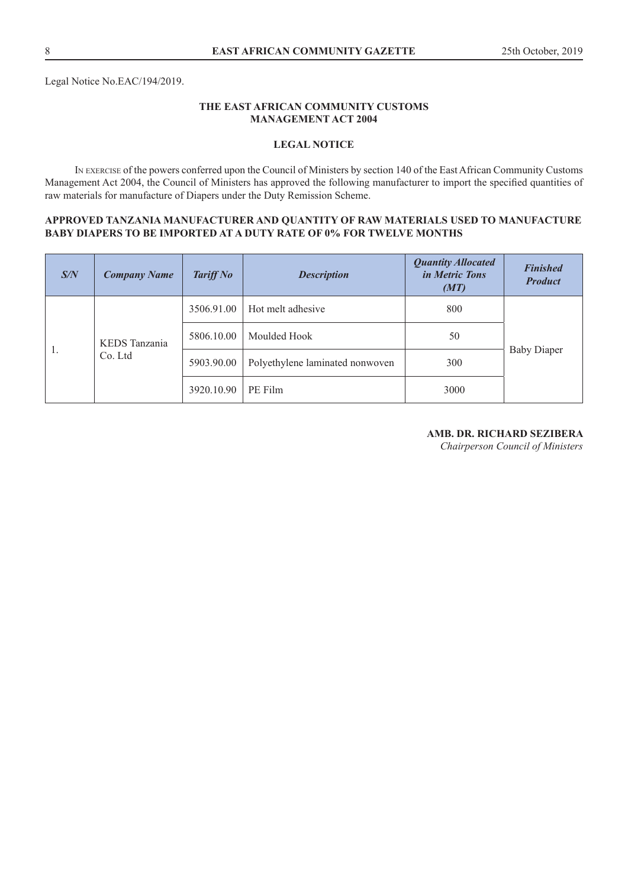Legal Notice No.EAC/194/2019.

**THE EAST AFRICAN COMMUNITY CUSTOMS MANAGEMENT ACT 2004**

**LEGAL NOTICE**

In exercise of the powers conferred upon the Council of Ministers by section 140 of the East African Community Customs Management Act 2004, the Council of Ministers has approved the following manufacturer to import the specified quantities of raw materials for manufacture of Diapers under the Duty Remission Scheme.

**APPROVED TANZANIA MANUFACTURER AND QUANTITY OF RAW MATERIALS USED TO MANUFACTURE BABY DIAPERS TO BE IMPORTED AT A DUTY RATE OF 0% FOR TWELVE MONTHS**

| *S/N* | *Company Name* | *Tariff No* | *Description* | *Quantity Allocated in Metric Tons (MT)* | *Finished Product* |
|---|---|---|---|---|---|
| 1. | KEDS Tanzania Co. Ltd | 3506.91.00 | Hot melt adhesive | 800 | Baby Diaper |
| | | 5806.10.00 | Moulded Hook | 50 | |
| | | 5903.90.00 | Polyethylene laminated nonwoven | 300 | |
| | | 3920.10.90 | PE Film | 3000 | |

**AMB. DR. RICHARD SEZIBERA**
*Chairperson Council of Ministers*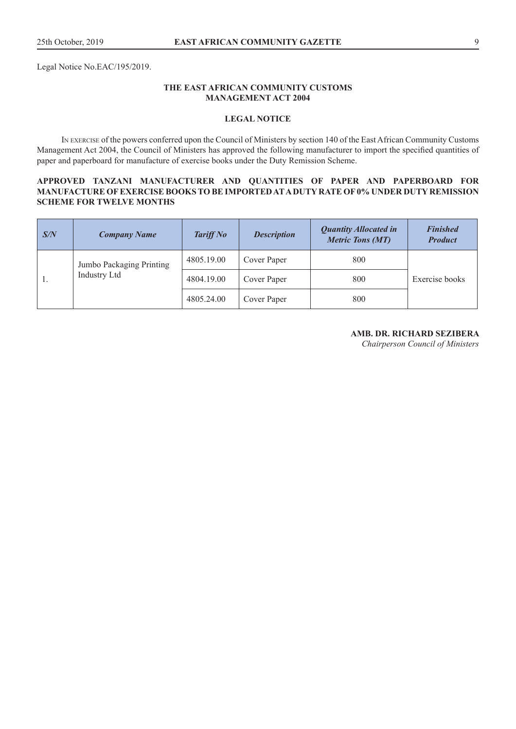Legal Notice No.EAC/195/2019.

**THE EAST AFRICAN COMMUNITY CUSTOMS MANAGEMENT ACT 2004**

**LEGAL NOTICE**

In exercise of the powers conferred upon the Council of Ministers by section 140 of the East African Community Customs Management Act 2004, the Council of Ministers has approved the following manufacturer to import the specified quantities of paper and paperboard for manufacture of exercise books under the Duty Remission Scheme.

**APPROVED TANZANI MANUFACTURER AND QUANTITIES OF PAPER AND PAPERBOARD FOR MANUFACTURE OF EXERCISE BOOKS TO BE IMPORTED AT A DUTY RATE OF 0% UNDER DUTY REMISSION SCHEME FOR TWELVE MONTHS**

| *S/N* | *Company Name* | *Tariff No* | *Description* | *Quantity Allocated in Metric Tons (MT)* | *Finished Product* |
|---|---|---|---|---|---|
| 1. | Jumbo Packaging Printing Industry Ltd | 4805.19.00 | Cover Paper | 800 | Exercise books |
| | | 4804.19.00 | Cover Paper | 800 | |
| | | 4805.24.00 | Cover Paper | 800 | |

**AMB. DR. RICHARD SEZIBERA**
*Chairperson Council of Ministers*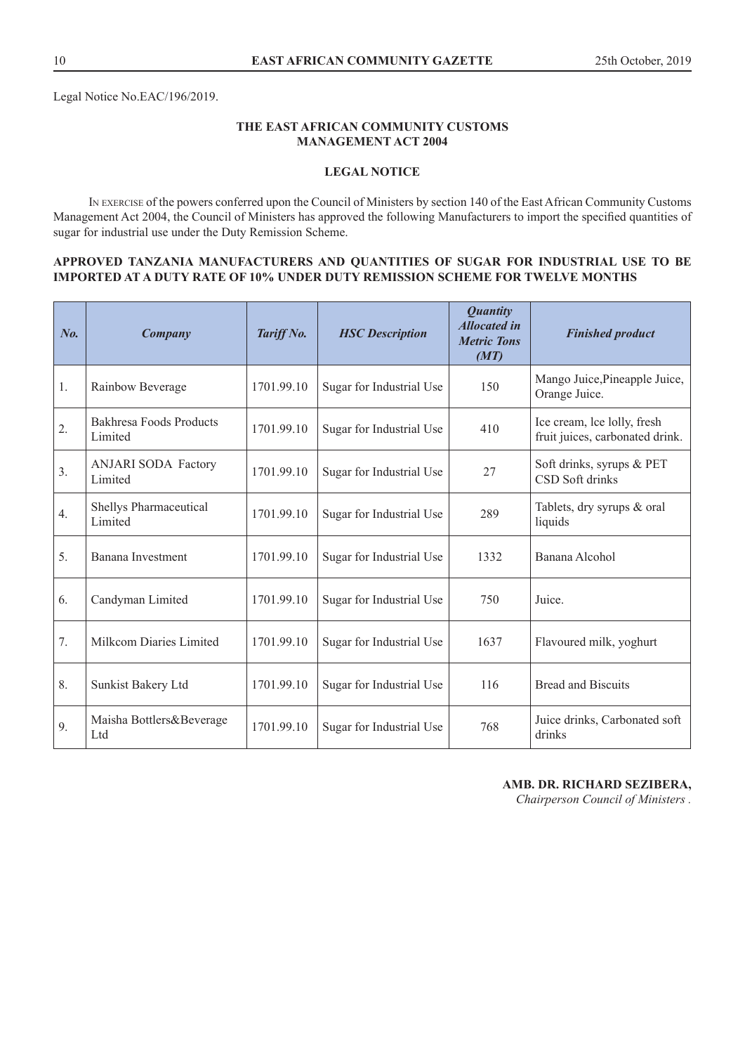Legal Notice No.EAC/196/2019.

### THE EAST AFRICAN COMMUNITY CUSTOMS MANAGEMENT ACT 2004

### LEGAL NOTICE

In exercise of the powers conferred upon the Council of Ministers by section 140 of the East African Community Customs Management Act 2004, the Council of Ministers has approved the following Manufacturers to import the specified quantities of sugar for industrial use under the Duty Remission Scheme.

**APPROVED TANZANIA MANUFACTURERS AND QUANTITIES OF SUGAR FOR INDUSTRIAL USE TO BE IMPORTED AT A DUTY RATE OF 10% UNDER DUTY REMISSION SCHEME FOR TWELVE MONTHS**

| *No.* | *Company* | *Tariff No.* | *HSC Description* | *Quantity Allocated in Metric Tons (MT)* | *Finished product* |
|---|---|---|---|---|---|
| 1. | Rainbow Beverage | 1701.99.10 | Sugar for Industrial Use | 150 | Mango Juice,Pineapple Juice, Orange Juice. |
| 2. | Bakhresa Foods Products Limited | 1701.99.10 | Sugar for Industrial Use | 410 | Ice cream, lce lolly, fresh fruit juices, carbonated drink. |
| 3. | ANJARI SODA Factory Limited | 1701.99.10 | Sugar for Industrial Use | 27 | Soft drinks, syrups & PET CSD Soft drinks |
| 4. | Shellys Pharmaceutical Limited | 1701.99.10 | Sugar for Industrial Use | 289 | Tablets, dry syrups & oral liquids |
| 5. | Banana Investment | 1701.99.10 | Sugar for Industrial Use | 1332 | Banana Alcohol |
| 6. | Candyman Limited | 1701.99.10 | Sugar for Industrial Use | 750 | Juice. |
| 7. | Milkcom Diaries Limited | 1701.99.10 | Sugar for Industrial Use | 1637 | Flavoured milk, yoghurt |
| 8. | Sunkist Bakery Ltd | 1701.99.10 | Sugar for Industrial Use | 116 | Bread and Biscuits |
| 9. | Maisha Bottlers&Beverage Ltd | 1701.99.10 | Sugar for Industrial Use | 768 | Juice drinks, Carbonated soft drinks |

**AMB. DR. RICHARD SEZIBERA,**
*Chairperson Council of Ministers .*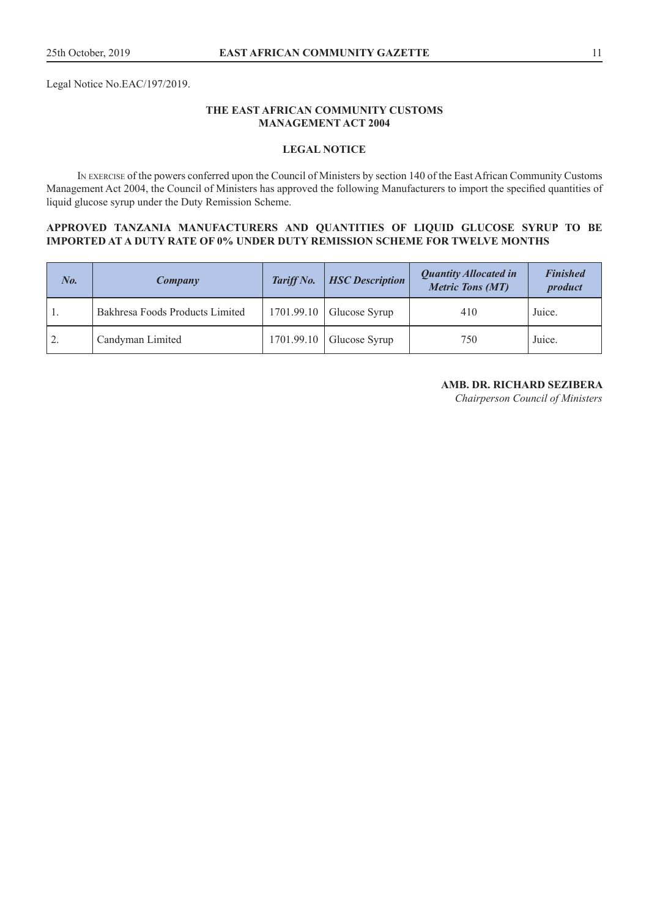Legal Notice No.EAC/197/2019.

**THE EAST AFRICAN COMMUNITY CUSTOMS MANAGEMENT ACT 2004**

**LEGAL NOTICE**

In exercise of the powers conferred upon the Council of Ministers by section 140 of the East African Community Customs Management Act 2004, the Council of Ministers has approved the following Manufacturers to import the specified quantities of liquid glucose syrup under the Duty Remission Scheme.

**APPROVED TANZANIA MANUFACTURERS AND QUANTITIES OF LIQUID GLUCOSE SYRUP TO BE IMPORTED AT A DUTY RATE OF 0% UNDER DUTY REMISSION SCHEME FOR TWELVE MONTHS**

| *No.* | *Company* | *Tariff No.* | *HSC Description* | *Quantity Allocated in Metric Tons (MT)* | *Finished product* |
|---|---|---|---|---|---|
| 1. | Bakhresa Foods Products Limited | 1701.99.10 | Glucose Syrup | 410 | Juice. |
| 2. | Candyman Limited | 1701.99.10 | Glucose Syrup | 750 | Juice. |

**AMB. DR. RICHARD SEZIBERA**
*Chairperson Council of Ministers*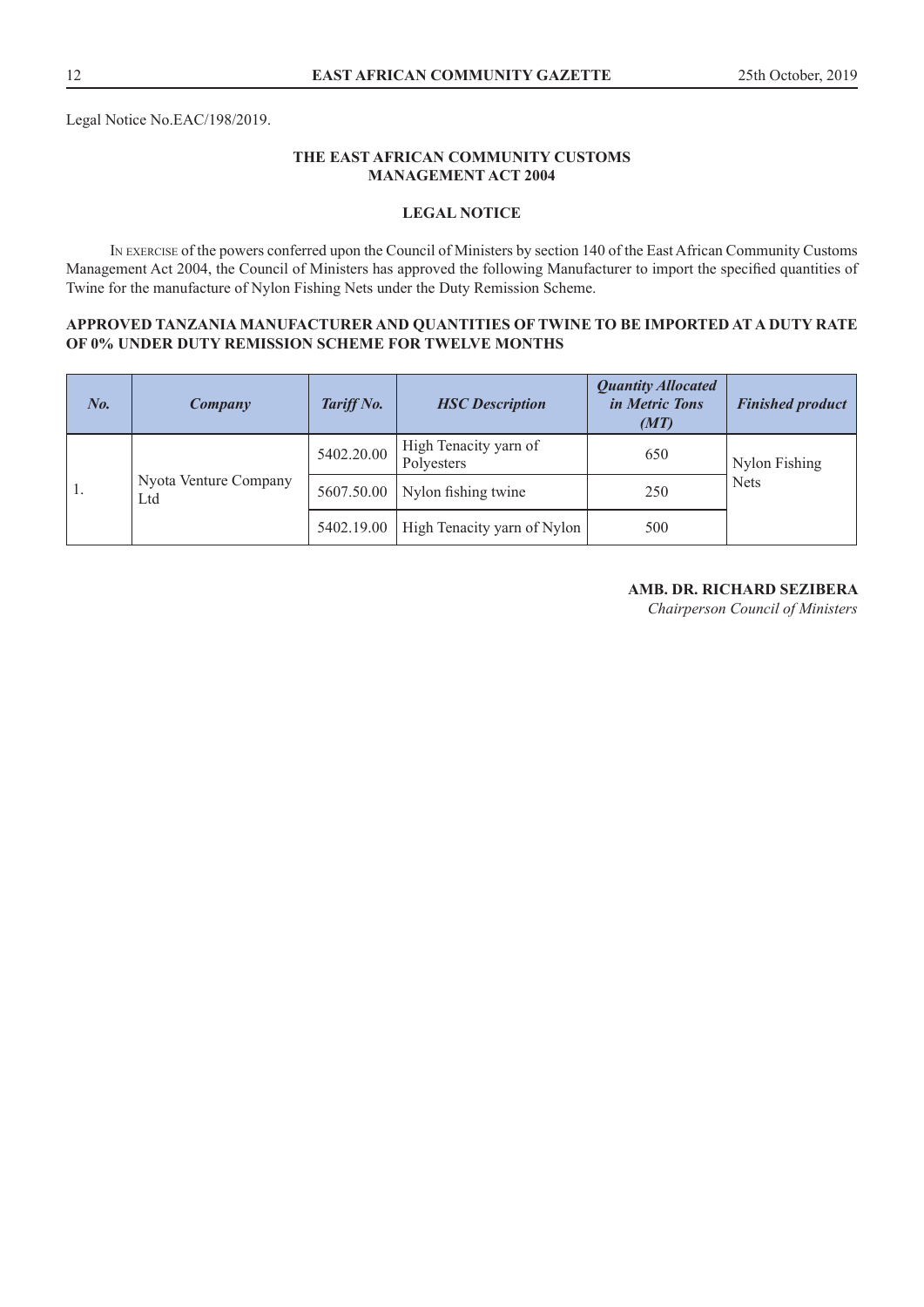Legal Notice No.EAC/198/2019.

**THE EAST AFRICAN COMMUNITY CUSTOMS MANAGEMENT ACT 2004**

**LEGAL NOTICE**

In exercise of the powers conferred upon the Council of Ministers by section 140 of the East African Community Customs Management Act 2004, the Council of Ministers has approved the following Manufacturer to import the specified quantities of Twine for the manufacture of Nylon Fishing Nets under the Duty Remission Scheme.

**APPROVED TANZANIA MANUFACTURER AND QUANTITIES OF TWINE TO BE IMPORTED AT A DUTY RATE OF 0% UNDER DUTY REMISSION SCHEME FOR TWELVE MONTHS**

| *No.* | *Company* | *Tariff No.* | *HSC Description* | *Quantity Allocated in Metric Tons (MT)* | *Finished product* |
|---|---|---|---|---|---|
| 1. | Nyota Venture Company Ltd | 5402.20.00 | High Tenacity yarn of Polyesters | 650 | Nylon Fishing Nets |
| | | 5607.50.00 | Nylon fishing twine | 250 | |
| | | 5402.19.00 | High Tenacity yarn of Nylon | 500 | |

**AMB. DR. RICHARD SEZIBERA**
*Chairperson Council of Ministers*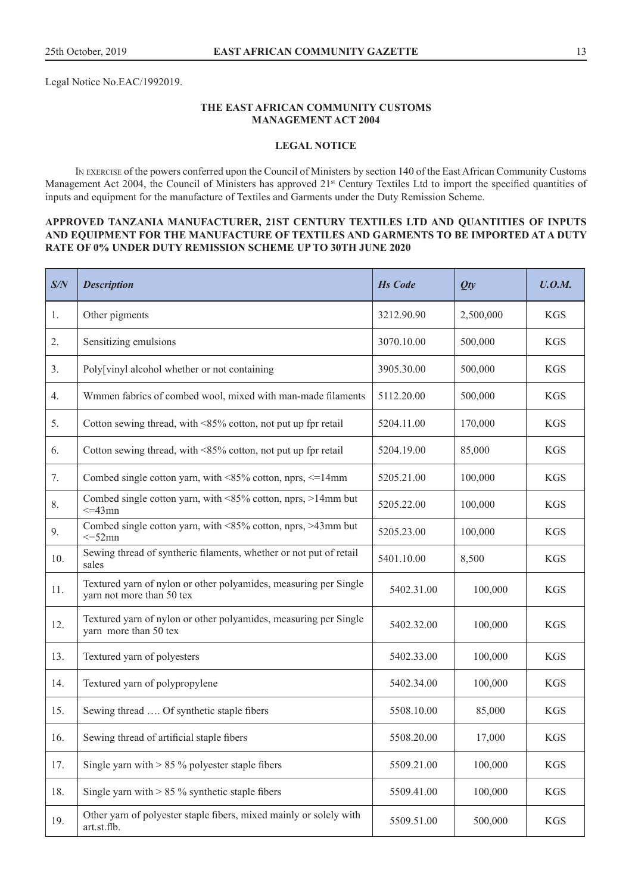Legal Notice No.EAC/1992019.

**THE EAST AFRICAN COMMUNITY CUSTOMS MANAGEMENT ACT 2004**

**LEGAL NOTICE**

IN EXERCISE of the powers conferred upon the Council of Ministers by section 140 of the East African Community Customs Management Act 2004, the Council of Ministers has approved 21st Century Textiles Ltd to import the specified quantities of inputs and equipment for the manufacture of Textiles and Garments under the Duty Remission Scheme.

**APPROVED TANZANIA MANUFACTURER, 21ST CENTURY TEXTILES LTD AND QUANTITIES OF INPUTS AND EQUIPMENT FOR THE MANUFACTURE OF TEXTILES AND GARMENTS TO BE IMPORTED AT A DUTY RATE OF 0% UNDER DUTY REMISSION SCHEME UP TO 30TH JUNE 2020**

| *S/N* | *Description* | *Hs Code* | *Qty* | *U.O.M.* |
|---|---|---|---|---|
| 1. | Other pigments | 3212.90.90 | 2,500,000 | KGS |
| 2. | Sensitizing emulsions | 3070.10.00 | 500,000 | KGS |
| 3. | Poly[vinyl alcohol whether or not containing | 3905.30.00 | 500,000 | KGS |
| 4. | Wmmen fabrics of combed wool, mixed with man-made filaments | 5112.20.00 | 500,000 | KGS |
| 5. | Cotton sewing thread, with <85% cotton, not put up fpr retail | 5204.11.00 | 170,000 | KGS |
| 6. | Cotton sewing thread, with <85% cotton, not put up fpr retail | 5204.19.00 | 85,000 | KGS |
| 7. | Combed single cotton yarn, with <85% cotton, nprs, <=14mm | 5205.21.00 | 100,000 | KGS |
| 8. | Combed single cotton yarn, with <85% cotton, nprs, >14mm but <=43mn | 5205.22.00 | 100,000 | KGS |
| 9. | Combed single cotton yarn, with <85% cotton, nprs, >43mm but <=52mn | 5205.23.00 | 100,000 | KGS |
| 10. | Sewing thread of syntheric filaments, whether or not put of retail sales | 5401.10.00 | 8,500 | KGS |
| 11. | Textured yarn of nylon or other polyamides, measuring per Single yarn not more than 50 tex | 5402.31.00 | 100,000 | KGS |
| 12. | Textured yarn of nylon or other polyamides, measuring per Single yarn more than 50 tex | 5402.32.00 | 100,000 | KGS |
| 13. | Textured yarn of polyesters | 5402.33.00 | 100,000 | KGS |
| 14. | Textured yarn of polypropylene | 5402.34.00 | 100,000 | KGS |
| 15. | Sewing thread …. Of synthetic staple fibers | 5508.10.00 | 85,000 | KGS |
| 16. | Sewing thread of artificial staple fibers | 5508.20.00 | 17,000 | KGS |
| 17. | Single yarn with > 85 % polyester staple fibers | 5509.21.00 | 100,000 | KGS |
| 18. | Single yarn with > 85 % synthetic staple fibers | 5509.41.00 | 100,000 | KGS |
| 19. | Other yarn of polyester staple fibers, mixed mainly or solely with art.st.flb. | 5509.51.00 | 500,000 | KGS |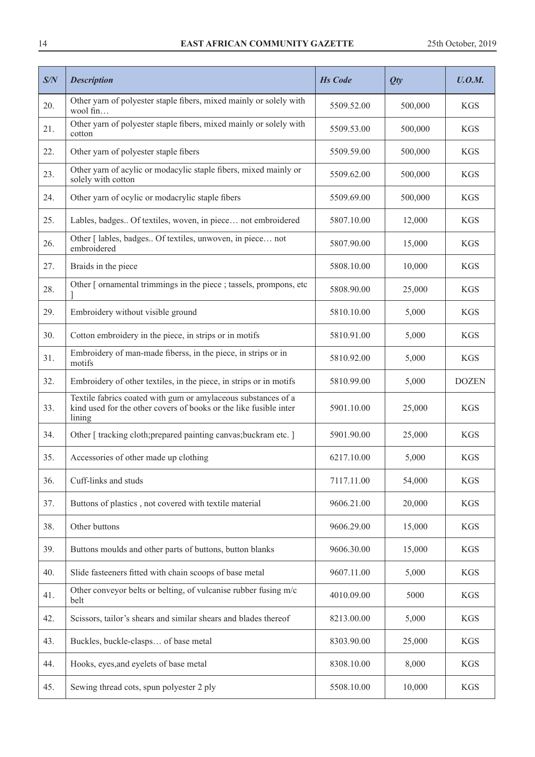| *S/N* | *Description* | *Hs Code* | *Qty* | *U.O.M.* |
|---|---|---|---|---|
| 20. | Other yarn of polyester staple fibers, mixed mainly or solely with wool fin… | 5509.52.00 | 500,000 | KGS |
| 21. | Other yarn of polyester staple fibers, mixed mainly or solely with cotton | 5509.53.00 | 500,000 | KGS |
| 22. | Other yarn of polyester staple fibers | 5509.59.00 | 500,000 | KGS |
| 23. | Other yarn of acylic or modacylic staple fibers, mixed mainly or solely with cotton | 5509.62.00 | 500,000 | KGS |
| 24. | Other yarn of ocylic or modacrylic staple fibers | 5509.69.00 | 500,000 | KGS |
| 25. | Lables, badges.. Of textiles, woven, in piece… not embroidered | 5807.10.00 | 12,000 | KGS |
| 26. | Other [ lables, badges.. Of textiles, unwoven, in piece… not embroidered | 5807.90.00 | 15,000 | KGS |
| 27. | Braids in the piece | 5808.10.00 | 10,000 | KGS |
| 28. | Other [ ornamental trimmings in the piece ; tassels, prompons, etc ] | 5808.90.00 | 25,000 | KGS |
| 29. | Embroidery without visible ground | 5810.10.00 | 5,000 | KGS |
| 30. | Cotton embroidery in the piece, in strips or in motifs | 5810.91.00 | 5,000 | KGS |
| 31. | Embroidery of man-made fiberss, in the piece, in strips or in motifs | 5810.92.00 | 5,000 | KGS |
| 32. | Embroidery of other textiles, in the piece, in strips or in motifs | 5810.99.00 | 5,000 | DOZEN |
| 33. | Textile fabrics coated with gum or amylaceous substances of a kind used for the other covers of books or the like fusible inter lining | 5901.10.00 | 25,000 | KGS |
| 34. | Other [ tracking cloth;prepared painting canvas;buckram etc. ] | 5901.90.00 | 25,000 | KGS |
| 35. | Accessories of other made up clothing | 6217.10.00 | 5,000 | KGS |
| 36. | Cuff-links and studs | 7117.11.00 | 54,000 | KGS |
| 37. | Buttons of plastics , not covered with textile material | 9606.21.00 | 20,000 | KGS |
| 38. | Other buttons | 9606.29.00 | 15,000 | KGS |
| 39. | Buttons moulds and other parts of buttons, button blanks | 9606.30.00 | 15,000 | KGS |
| 40. | Slide fasteeners fitted with chain scoops of base metal | 9607.11.00 | 5,000 | KGS |
| 41. | Other conveyor belts or belting, of vulcanise rubber fusing m/c belt | 4010.09.00 | 5000 | KGS |
| 42. | Scissors, tailor's shears and similar shears and blades thereof | 8213.00.00 | 5,000 | KGS |
| 43. | Buckles, buckle-clasps… of base metal | 8303.90.00 | 25,000 | KGS |
| 44. | Hooks, eyes,and eyelets of base metal | 8308.10.00 | 8,000 | KGS |
| 45. | Sewing thread cots, spun polyester 2 ply | 5508.10.00 | 10,000 | KGS |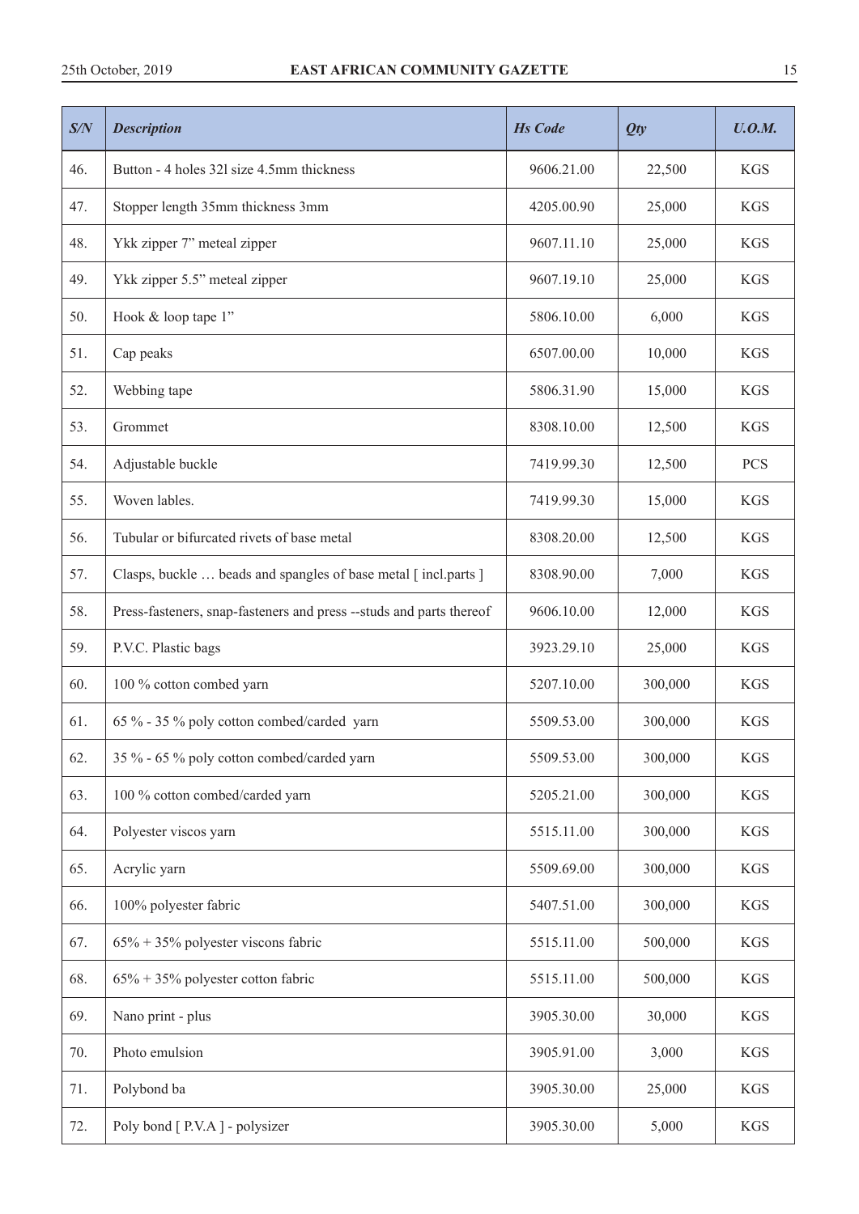| *S/N* | *Description* | *Hs Code* | *Qty* | *U.O.M.* |
|---|---|---|---|---|
| 46. | Button - 4 holes 32l size 4.5mm thickness | 9606.21.00 | 22,500 | KGS |
| 47. | Stopper length 35mm thickness 3mm | 4205.00.90 | 25,000 | KGS |
| 48. | Ykk zipper 7" meteal zipper | 9607.11.10 | 25,000 | KGS |
| 49. | Ykk zipper 5.5" meteal zipper | 9607.19.10 | 25,000 | KGS |
| 50. | Hook & loop tape 1" | 5806.10.00 | 6,000 | KGS |
| 51. | Cap peaks | 6507.00.00 | 10,000 | KGS |
| 52. | Webbing tape | 5806.31.90 | 15,000 | KGS |
| 53. | Grommet | 8308.10.00 | 12,500 | KGS |
| 54. | Adjustable buckle | 7419.99.30 | 12,500 | PCS |
| 55. | Woven lables. | 7419.99.30 | 15,000 | KGS |
| 56. | Tubular or bifurcated rivets of base metal | 8308.20.00 | 12,500 | KGS |
| 57. | Clasps, buckle … beads and spangles of base metal [ incl.parts ] | 8308.90.00 | 7,000 | KGS |
| 58. | Press-fasteners, snap-fasteners and press --studs and parts thereof | 9606.10.00 | 12,000 | KGS |
| 59. | P.V.C. Plastic bags | 3923.29.10 | 25,000 | KGS |
| 60. | 100 % cotton combed yarn | 5207.10.00 | 300,000 | KGS |
| 61. | 65 % - 35 % poly cotton combed/carded yarn | 5509.53.00 | 300,000 | KGS |
| 62. | 35 % - 65 % poly cotton combed/carded yarn | 5509.53.00 | 300,000 | KGS |
| 63. | 100 % cotton combed/carded yarn | 5205.21.00 | 300,000 | KGS |
| 64. | Polyester viscos yarn | 5515.11.00 | 300,000 | KGS |
| 65. | Acrylic yarn | 5509.69.00 | 300,000 | KGS |
| 66. | 100% polyester fabric | 5407.51.00 | 300,000 | KGS |
| 67. | 65% + 35% polyester viscons fabric | 5515.11.00 | 500,000 | KGS |
| 68. | 65% + 35% polyester cotton fabric | 5515.11.00 | 500,000 | KGS |
| 69. | Nano print - plus | 3905.30.00 | 30,000 | KGS |
| 70. | Photo emulsion | 3905.91.00 | 3,000 | KGS |
| 71. | Polybond ba | 3905.30.00 | 25,000 | KGS |
| 72. | Poly bond [ P.V.A ] - polysizer | 3905.30.00 | 5,000 | KGS |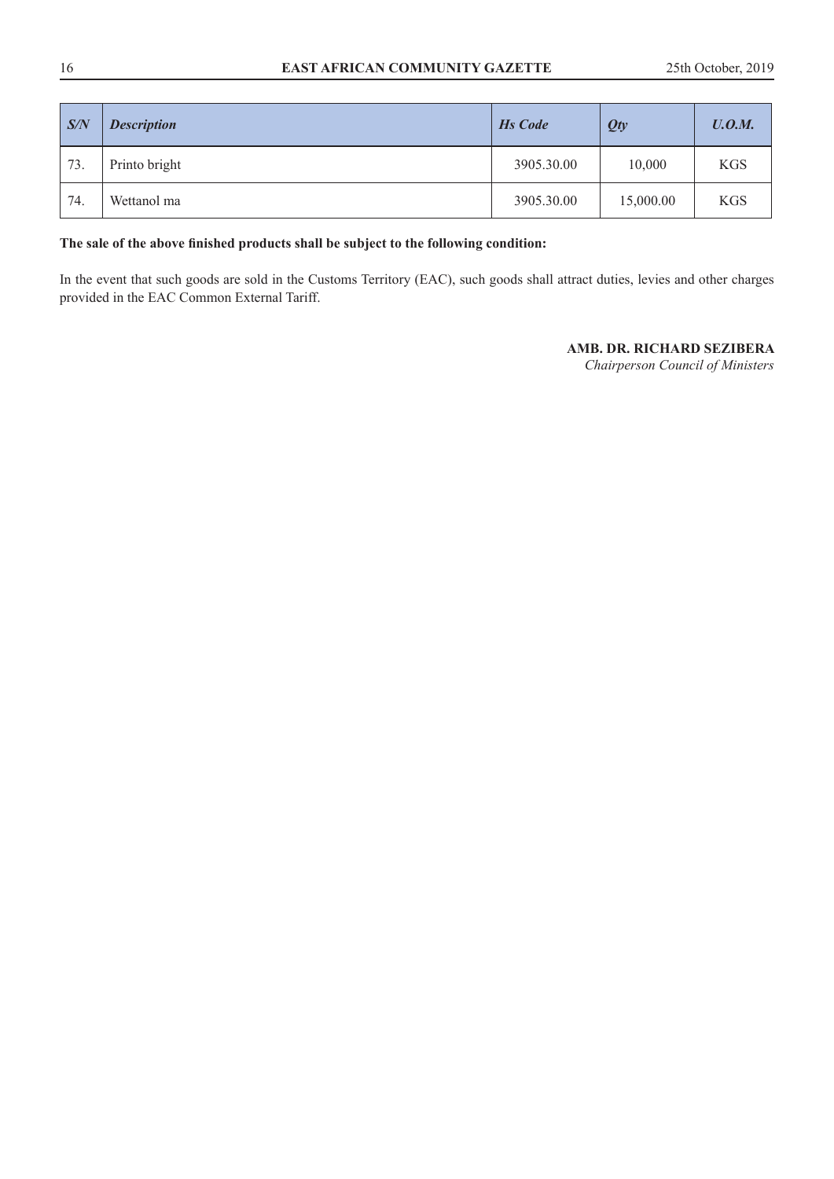| *S/N* | *Description* | *Hs Code* | *Qty* | *U.O.M.* |
|---|---|---|---|---|
| 73. | Printo bright | 3905.30.00 | 10,000 | KGS |
| 74. | Wettanol ma | 3905.30.00 | 15,000.00 | KGS |

**The sale of the above finished products shall be subject to the following condition:**

In the event that such goods are sold in the Customs Territory (EAC), such goods shall attract duties, levies and other charges provided in the EAC Common External Tariff.

**AMB. DR. RICHARD SEZIBERA**
*Chairperson Council of Ministers*